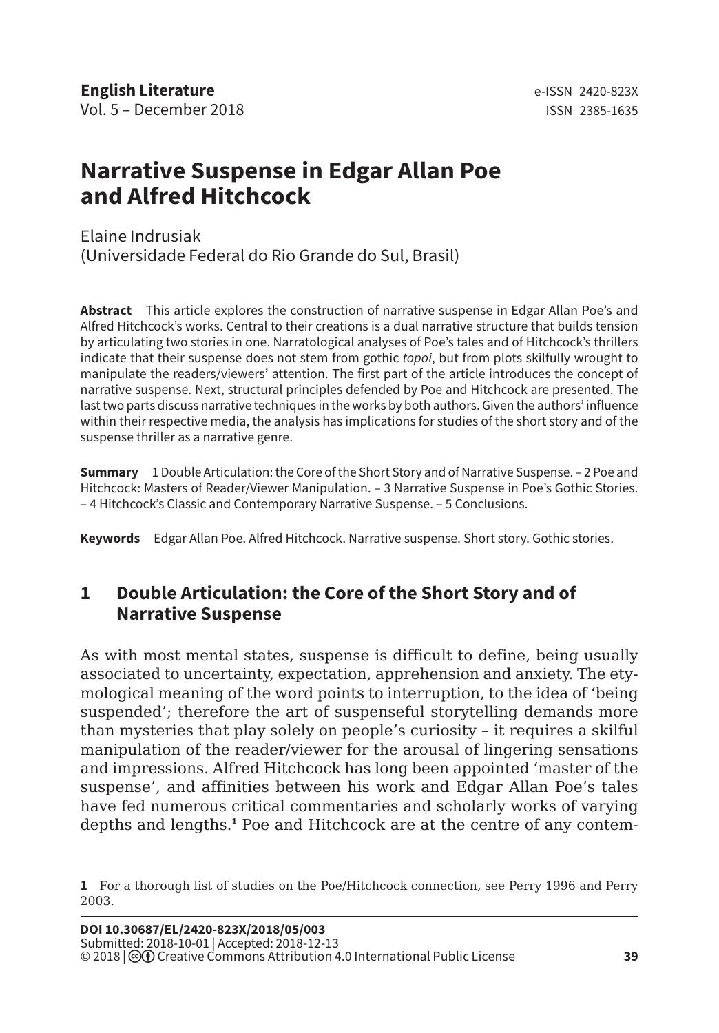# Narrative Suspense in Edgar Allan Poe and Alfred Hitchcock

Elaine Indrusiak
(Universidade Federal do Rio Grande do Sul, Brasil)

**Abstract** This article explores the construction of narrative suspense in Edgar Allan Poe's and Alfred Hitchcock's works. Central to their creations is a dual narrative structure that builds tension by articulating two stories in one. Narratological analyses of Poe's tales and of Hitchcock's thrillers indicate that their suspense does not stem from gothic *topoi*, but from plots skilfully wrought to manipulate the readers/viewers' attention. The first part of the article introduces the concept of narrative suspense. Next, structural principles defended by Poe and Hitchcock are presented. The last two parts discuss narrative techniques in the works by both authors. Given the authors' influence within their respective media, the analysis has implications for studies of the short story and of the suspense thriller as a narrative genre.

**Summary** 1 Double Articulation: the Core of the Short Story and of Narrative Suspense. – 2 Poe and Hitchcock: Masters of Reader/Viewer Manipulation. – 3 Narrative Suspense in Poe's Gothic Stories. – 4 Hitchcock's Classic and Contemporary Narrative Suspense. – 5 Conclusions.

**Keywords** Edgar Allan Poe. Alfred Hitchcock. Narrative suspense. Short story. Gothic stories.

## 1 Double Articulation: the Core of the Short Story and of Narrative Suspense

As with most mental states, suspense is difficult to define, being usually associated to uncertainty, expectation, apprehension and anxiety. The etymological meaning of the word points to interruption, to the idea of 'being suspended'; therefore the art of suspenseful storytelling demands more than mysteries that play solely on people's curiosity – it requires a skilful manipulation of the reader/viewer for the arousal of lingering sensations and impressions. Alfred Hitchcock has long been appointed 'master of the suspense', and affinities between his work and Edgar Allan Poe's tales have fed numerous critical commentaries and scholarly works of varying depths and lengths.[1] Poe and Hitchcock are at the centre of any contem-

[1] For a thorough list of studies on the Poe/Hitchcock connection, see Perry 1996 and Perry 2003.

**DOI 10.30687/EL/2420-823X/2018/05/003**
Submitted: 2018-10-01 | Accepted: 2018-12-13
© 2018 | Creative Commons Attribution 4.0 International Public License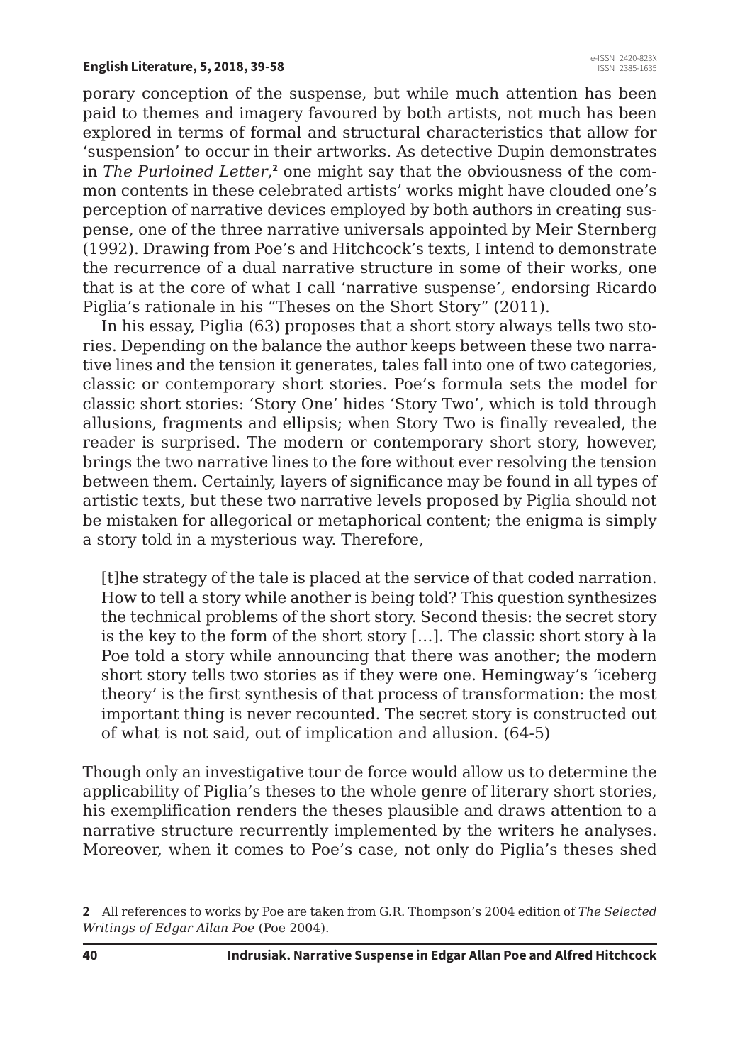porary conception of the suspense, but while much attention has been paid to themes and imagery favoured by both artists, not much has been explored in terms of formal and structural characteristics that allow for 'suspension' to occur in their artworks. As detective Dupin demonstrates in *The Purloined Letter*,[2] one might say that the obviousness of the common contents in these celebrated artists' works might have clouded one's perception of narrative devices employed by both authors in creating suspense, one of the three narrative universals appointed by Meir Sternberg (1992). Drawing from Poe's and Hitchcock's texts, I intend to demonstrate the recurrence of a dual narrative structure in some of their works, one that is at the core of what I call 'narrative suspense', endorsing Ricardo Piglia's rationale in his "Theses on the Short Story" (2011).

In his essay, Piglia (63) proposes that a short story always tells two stories. Depending on the balance the author keeps between these two narrative lines and the tension it generates, tales fall into one of two categories, classic or contemporary short stories. Poe's formula sets the model for classic short stories: 'Story One' hides 'Story Two', which is told through allusions, fragments and ellipsis; when Story Two is finally revealed, the reader is surprised. The modern or contemporary short story, however, brings the two narrative lines to the fore without ever resolving the tension between them. Certainly, layers of significance may be found in all types of artistic texts, but these two narrative levels proposed by Piglia should not be mistaken for allegorical or metaphorical content; the enigma is simply a story told in a mysterious way. Therefore,

> [t]he strategy of the tale is placed at the service of that coded narration. How to tell a story while another is being told? This question synthesizes the technical problems of the short story. Second thesis: the secret story is the key to the form of the short story […]. The classic short story à la Poe told a story while announcing that there was another; the modern short story tells two stories as if they were one. Hemingway's 'iceberg theory' is the first synthesis of that process of transformation: the most important thing is never recounted. The secret story is constructed out of what is not said, out of implication and allusion. (64-5)

Though only an investigative tour de force would allow us to determine the applicability of Piglia's theses to the whole genre of literary short stories, his exemplification renders the theses plausible and draws attention to a narrative structure recurrently implemented by the writers he analyses. Moreover, when it comes to Poe's case, not only do Piglia's theses shed

2 All references to works by Poe are taken from G.R. Thompson's 2004 edition of *The Selected Writings of Edgar Allan Poe* (Poe 2004).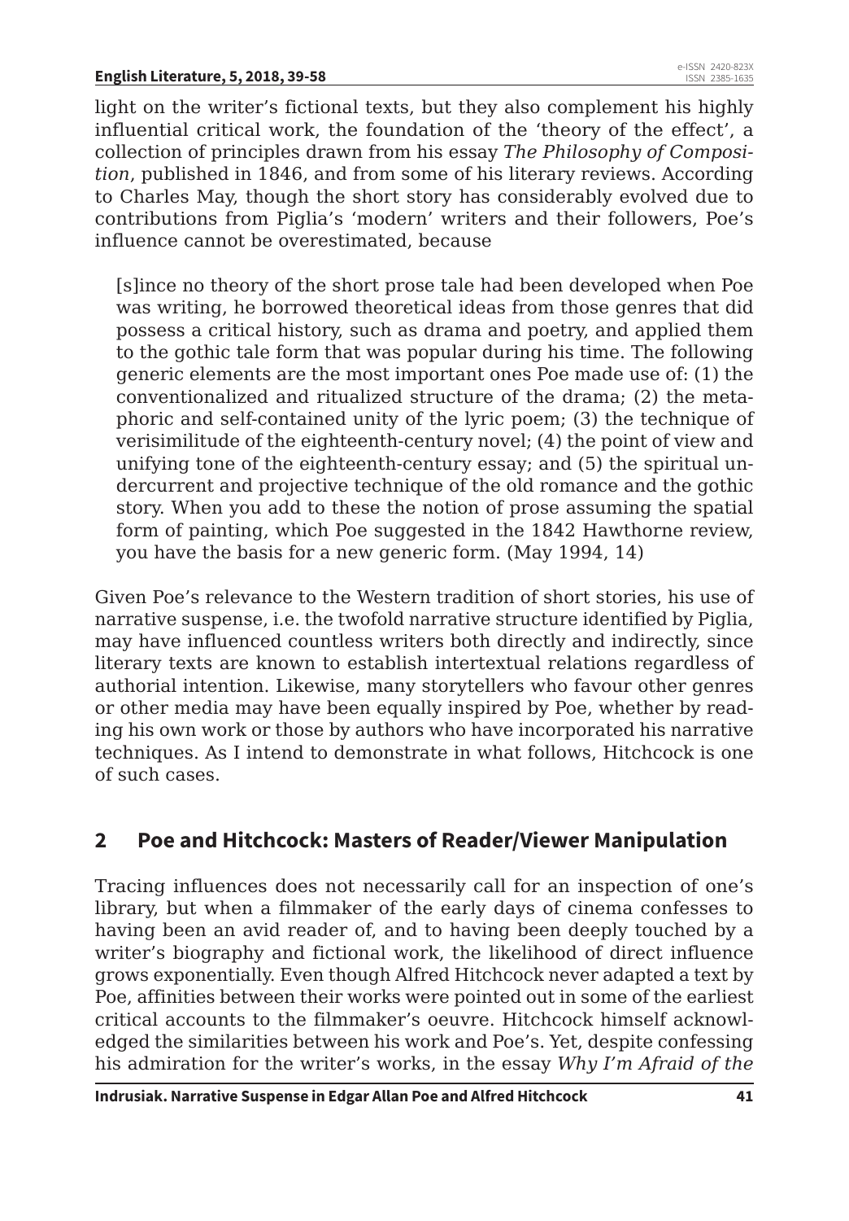light on the writer's fictional texts, but they also complement his highly influential critical work, the foundation of the 'theory of the effect', a collection of principles drawn from his essay *The Philosophy of Composition*, published in 1846, and from some of his literary reviews. According to Charles May, though the short story has considerably evolved due to contributions from Piglia's 'modern' writers and their followers, Poe's influence cannot be overestimated, because

> [s]ince no theory of the short prose tale had been developed when Poe was writing, he borrowed theoretical ideas from those genres that did possess a critical history, such as drama and poetry, and applied them to the gothic tale form that was popular during his time. The following generic elements are the most important ones Poe made use of: (1) the conventionalized and ritualized structure of the drama; (2) the metaphoric and self-contained unity of the lyric poem; (3) the technique of verisimilitude of the eighteenth-century novel; (4) the point of view and unifying tone of the eighteenth-century essay; and (5) the spiritual undercurrent and projective technique of the old romance and the gothic story. When you add to these the notion of prose assuming the spatial form of painting, which Poe suggested in the 1842 Hawthorne review, you have the basis for a new generic form. (May 1994, 14)

Given Poe's relevance to the Western tradition of short stories, his use of narrative suspense, i.e. the twofold narrative structure identified by Piglia, may have influenced countless writers both directly and indirectly, since literary texts are known to establish intertextual relations regardless of authorial intention. Likewise, many storytellers who favour other genres or other media may have been equally inspired by Poe, whether by reading his own work or those by authors who have incorporated his narrative techniques. As I intend to demonstrate in what follows, Hitchcock is one of such cases.

## 2 Poe and Hitchcock: Masters of Reader/Viewer Manipulation

Tracing influences does not necessarily call for an inspection of one's library, but when a filmmaker of the early days of cinema confesses to having been an avid reader of, and to having been deeply touched by a writer's biography and fictional work, the likelihood of direct influence grows exponentially. Even though Alfred Hitchcock never adapted a text by Poe, affinities between their works were pointed out in some of the earliest critical accounts to the filmmaker's oeuvre. Hitchcock himself acknowledged the similarities between his work and Poe's. Yet, despite confessing his admiration for the writer's works, in the essay *Why I'm Afraid of the*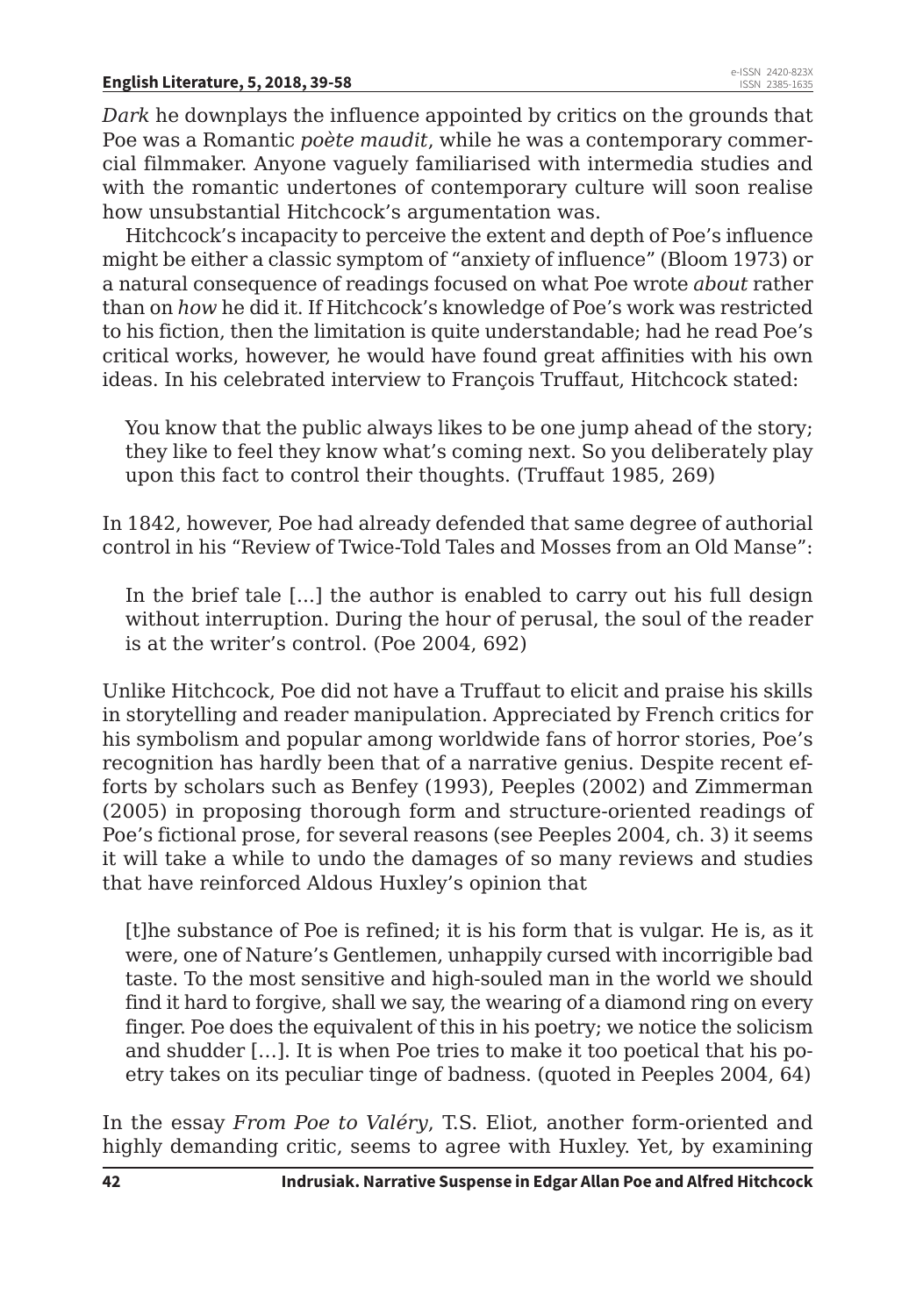*Dark* he downplays the influence appointed by critics on the grounds that Poe was a Romantic *poète maudit*, while he was a contemporary commercial filmmaker. Anyone vaguely familiarised with intermedia studies and with the romantic undertones of contemporary culture will soon realise how unsubstantial Hitchcock's argumentation was.

Hitchcock's incapacity to perceive the extent and depth of Poe's influence might be either a classic symptom of "anxiety of influence" (Bloom 1973) or a natural consequence of readings focused on what Poe wrote *about* rather than on *how* he did it. If Hitchcock's knowledge of Poe's work was restricted to his fiction, then the limitation is quite understandable; had he read Poe's critical works, however, he would have found great affinities with his own ideas. In his celebrated interview to François Truffaut, Hitchcock stated:

> You know that the public always likes to be one jump ahead of the story; they like to feel they know what's coming next. So you deliberately play upon this fact to control their thoughts. (Truffaut 1985, 269)

In 1842, however, Poe had already defended that same degree of authorial control in his "Review of Twice-Told Tales and Mosses from an Old Manse":

> In the brief tale [...] the author is enabled to carry out his full design without interruption. During the hour of perusal, the soul of the reader is at the writer's control. (Poe 2004, 692)

Unlike Hitchcock, Poe did not have a Truffaut to elicit and praise his skills in storytelling and reader manipulation. Appreciated by French critics for his symbolism and popular among worldwide fans of horror stories, Poe's recognition has hardly been that of a narrative genius. Despite recent efforts by scholars such as Benfey (1993), Peeples (2002) and Zimmerman (2005) in proposing thorough form and structure-oriented readings of Poe's fictional prose, for several reasons (see Peeples 2004, ch. 3) it seems it will take a while to undo the damages of so many reviews and studies that have reinforced Aldous Huxley's opinion that

> [t]he substance of Poe is refined; it is his form that is vulgar. He is, as it were, one of Nature's Gentlemen, unhappily cursed with incorrigible bad taste. To the most sensitive and high-souled man in the world we should find it hard to forgive, shall we say, the wearing of a diamond ring on every finger. Poe does the equivalent of this in his poetry; we notice the solicism and shudder [...]. It is when Poe tries to make it too poetical that his poetry takes on its peculiar tinge of badness. (quoted in Peeples 2004, 64)

In the essay *From Poe to Valéry*, T.S. Eliot, another form-oriented and highly demanding critic, seems to agree with Huxley. Yet, by examining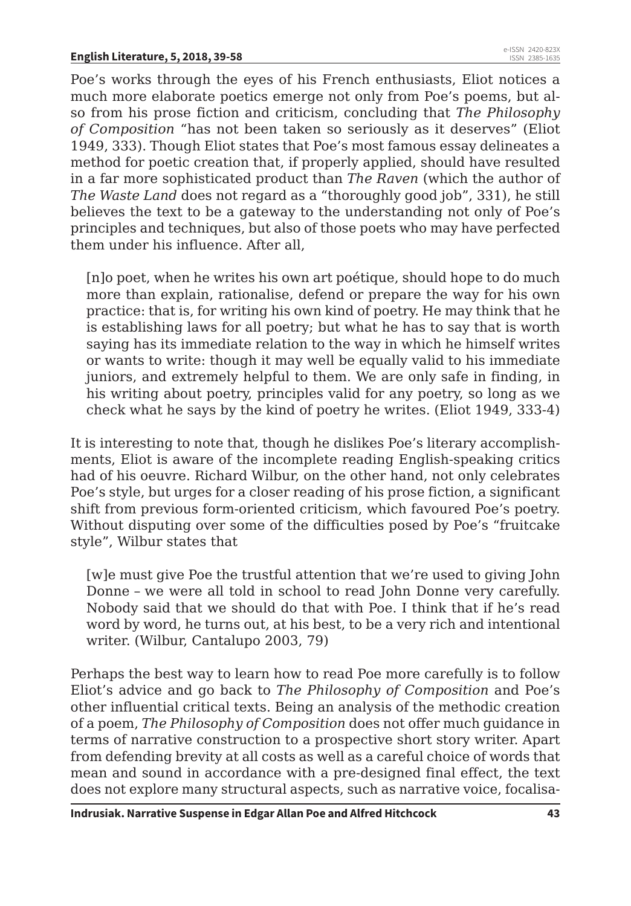Poe's works through the eyes of his French enthusiasts, Eliot notices a much more elaborate poetics emerge not only from Poe's poems, but also from his prose fiction and criticism, concluding that *The Philosophy of Composition* "has not been taken so seriously as it deserves" (Eliot 1949, 333). Though Eliot states that Poe's most famous essay delineates a method for poetic creation that, if properly applied, should have resulted in a far more sophisticated product than *The Raven* (which the author of *The Waste Land* does not regard as a "thoroughly good job", 331), he still believes the text to be a gateway to the understanding not only of Poe's principles and techniques, but also of those poets who may have perfected them under his influence. After all,

> [n]o poet, when he writes his own art poétique, should hope to do much more than explain, rationalise, defend or prepare the way for his own practice: that is, for writing his own kind of poetry. He may think that he is establishing laws for all poetry; but what he has to say that is worth saying has its immediate relation to the way in which he himself writes or wants to write: though it may well be equally valid to his immediate juniors, and extremely helpful to them. We are only safe in finding, in his writing about poetry, principles valid for any poetry, so long as we check what he says by the kind of poetry he writes. (Eliot 1949, 333-4)

It is interesting to note that, though he dislikes Poe's literary accomplishments, Eliot is aware of the incomplete reading English-speaking critics had of his oeuvre. Richard Wilbur, on the other hand, not only celebrates Poe's style, but urges for a closer reading of his prose fiction, a significant shift from previous form-oriented criticism, which favoured Poe's poetry. Without disputing over some of the difficulties posed by Poe's "fruitcake style", Wilbur states that

> [w]e must give Poe the trustful attention that we're used to giving John Donne – we were all told in school to read John Donne very carefully. Nobody said that we should do that with Poe. I think that if he's read word by word, he turns out, at his best, to be a very rich and intentional writer. (Wilbur, Cantalupo 2003, 79)

Perhaps the best way to learn how to read Poe more carefully is to follow Eliot's advice and go back to *The Philosophy of Composition* and Poe's other influential critical texts. Being an analysis of the methodic creation of a poem, *The Philosophy of Composition* does not offer much guidance in terms of narrative construction to a prospective short story writer. Apart from defending brevity at all costs as well as a careful choice of words that mean and sound in accordance with a pre-designed final effect, the text does not explore many structural aspects, such as narrative voice, focalisa-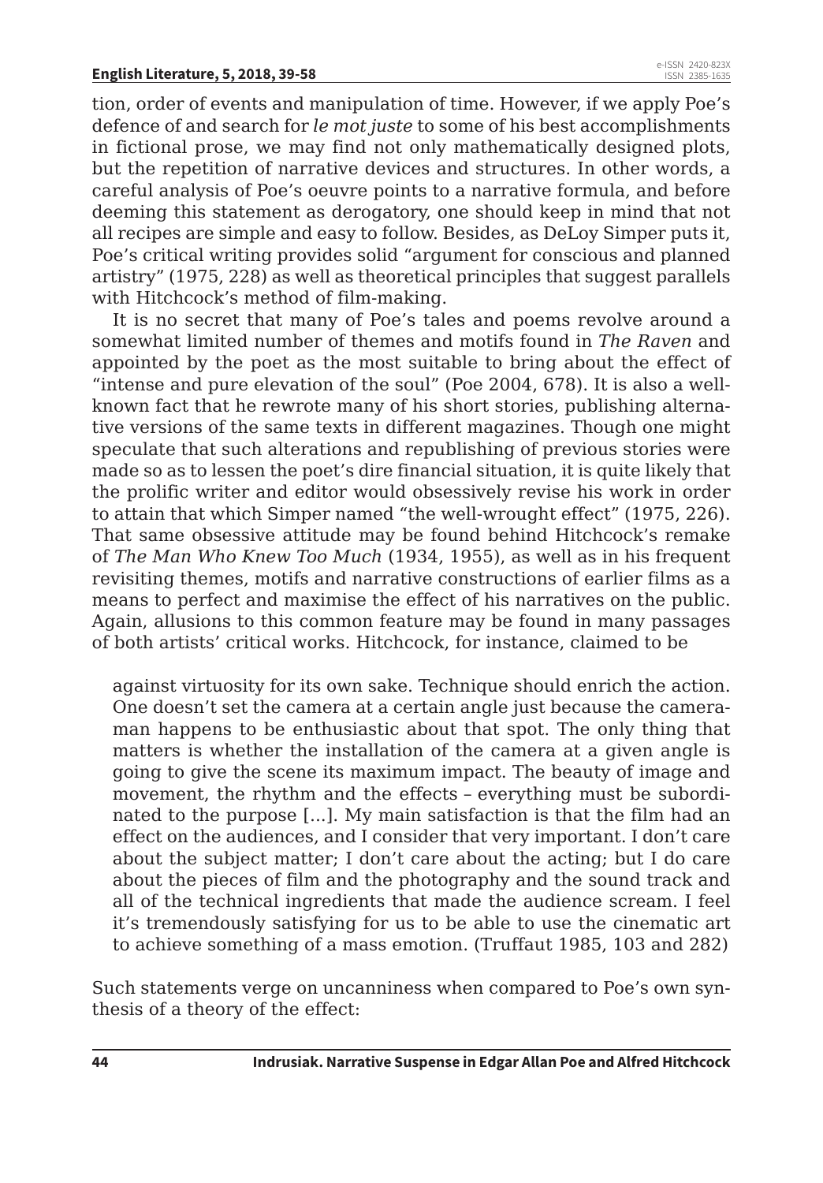tion, order of events and manipulation of time. However, if we apply Poe's defence of and search for *le mot juste* to some of his best accomplishments in fictional prose, we may find not only mathematically designed plots, but the repetition of narrative devices and structures. In other words, a careful analysis of Poe's oeuvre points to a narrative formula, and before deeming this statement as derogatory, one should keep in mind that not all recipes are simple and easy to follow. Besides, as DeLoy Simper puts it, Poe's critical writing provides solid "argument for conscious and planned artistry" (1975, 228) as well as theoretical principles that suggest parallels with Hitchcock's method of film-making.

It is no secret that many of Poe's tales and poems revolve around a somewhat limited number of themes and motifs found in *The Raven* and appointed by the poet as the most suitable to bring about the effect of "intense and pure elevation of the soul" (Poe 2004, 678). It is also a well-known fact that he rewrote many of his short stories, publishing alternative versions of the same texts in different magazines. Though one might speculate that such alterations and republishing of previous stories were made so as to lessen the poet's dire financial situation, it is quite likely that the prolific writer and editor would obsessively revise his work in order to attain that which Simper named "the well-wrought effect" (1975, 226). That same obsessive attitude may be found behind Hitchcock's remake of *The Man Who Knew Too Much* (1934, 1955), as well as in his frequent revisiting themes, motifs and narrative constructions of earlier films as a means to perfect and maximise the effect of his narratives on the public. Again, allusions to this common feature may be found in many passages of both artists' critical works. Hitchcock, for instance, claimed to be

> against virtuosity for its own sake. Technique should enrich the action. One doesn't set the camera at a certain angle just because the cameraman happens to be enthusiastic about that spot. The only thing that matters is whether the installation of the camera at a given angle is going to give the scene its maximum impact. The beauty of image and movement, the rhythm and the effects – everything must be subordinated to the purpose [...]. My main satisfaction is that the film had an effect on the audiences, and I consider that very important. I don't care about the subject matter; I don't care about the acting; but I do care about the pieces of film and the photography and the sound track and all of the technical ingredients that made the audience scream. I feel it's tremendously satisfying for us to be able to use the cinematic art to achieve something of a mass emotion. (Truffaut 1985, 103 and 282)

Such statements verge on uncanniness when compared to Poe's own synthesis of a theory of the effect: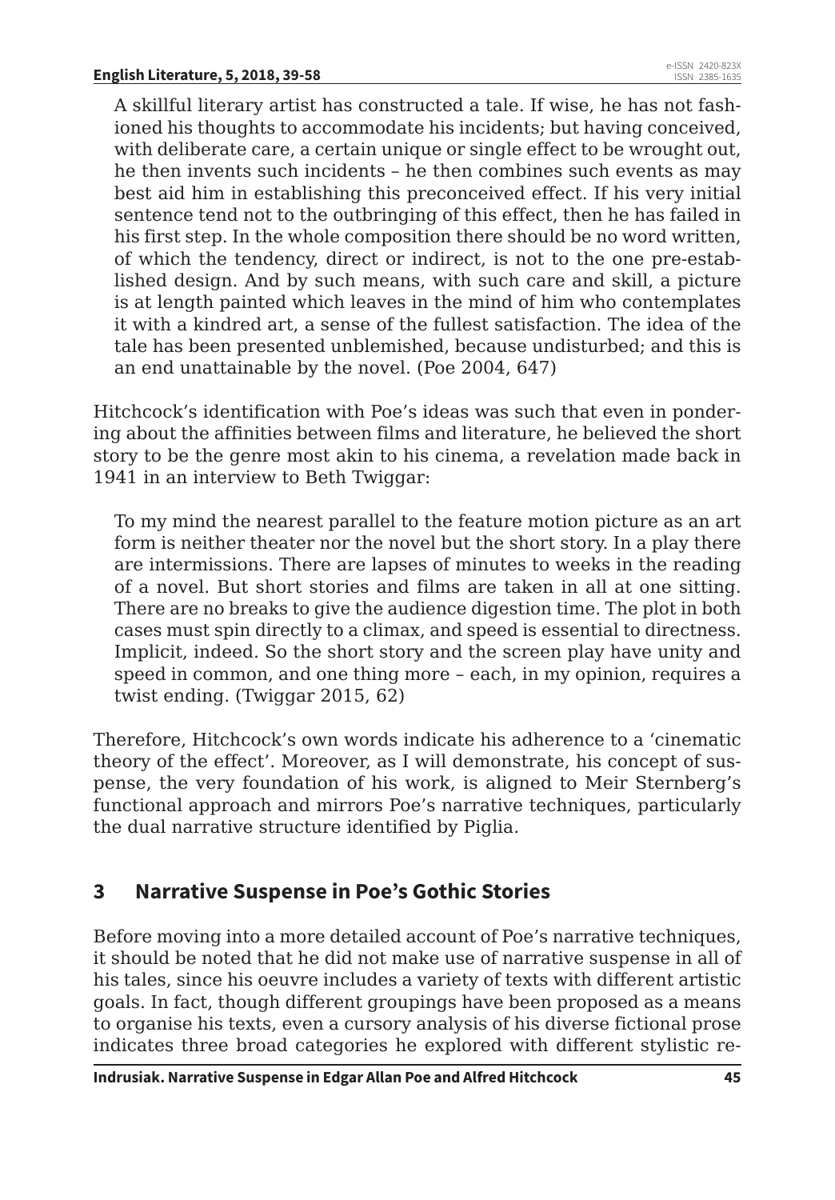> A skillful literary artist has constructed a tale. If wise, he has not fashioned his thoughts to accommodate his incidents; but having conceived, with deliberate care, a certain unique or single effect to be wrought out, he then invents such incidents – he then combines such events as may best aid him in establishing this preconceived effect. If his very initial sentence tend not to the outbringing of this effect, then he has failed in his first step. In the whole composition there should be no word written, of which the tendency, direct or indirect, is not to the one pre-established design. And by such means, with such care and skill, a picture is at length painted which leaves in the mind of him who contemplates it with a kindred art, a sense of the fullest satisfaction. The idea of the tale has been presented unblemished, because undisturbed; and this is an end unattainable by the novel. (Poe 2004, 647)

Hitchcock's identification with Poe's ideas was such that even in pondering about the affinities between films and literature, he believed the short story to be the genre most akin to his cinema, a revelation made back in 1941 in an interview to Beth Twiggar:

> To my mind the nearest parallel to the feature motion picture as an art form is neither theater nor the novel but the short story. In a play there are intermissions. There are lapses of minutes to weeks in the reading of a novel. But short stories and films are taken in all at one sitting. There are no breaks to give the audience digestion time. The plot in both cases must spin directly to a climax, and speed is essential to directness. Implicit, indeed. So the short story and the screen play have unity and speed in common, and one thing more – each, in my opinion, requires a twist ending. (Twiggar 2015, 62)

Therefore, Hitchcock's own words indicate his adherence to a 'cinematic theory of the effect'. Moreover, as I will demonstrate, his concept of suspense, the very foundation of his work, is aligned to Meir Sternberg's functional approach and mirrors Poe's narrative techniques, particularly the dual narrative structure identified by Piglia.

## 3 Narrative Suspense in Poe's Gothic Stories

Before moving into a more detailed account of Poe's narrative techniques, it should be noted that he did not make use of narrative suspense in all of his tales, since his oeuvre includes a variety of texts with different artistic goals. In fact, though different groupings have been proposed as a means to organise his texts, even a cursory analysis of his diverse fictional prose indicates three broad categories he explored with different stylistic re-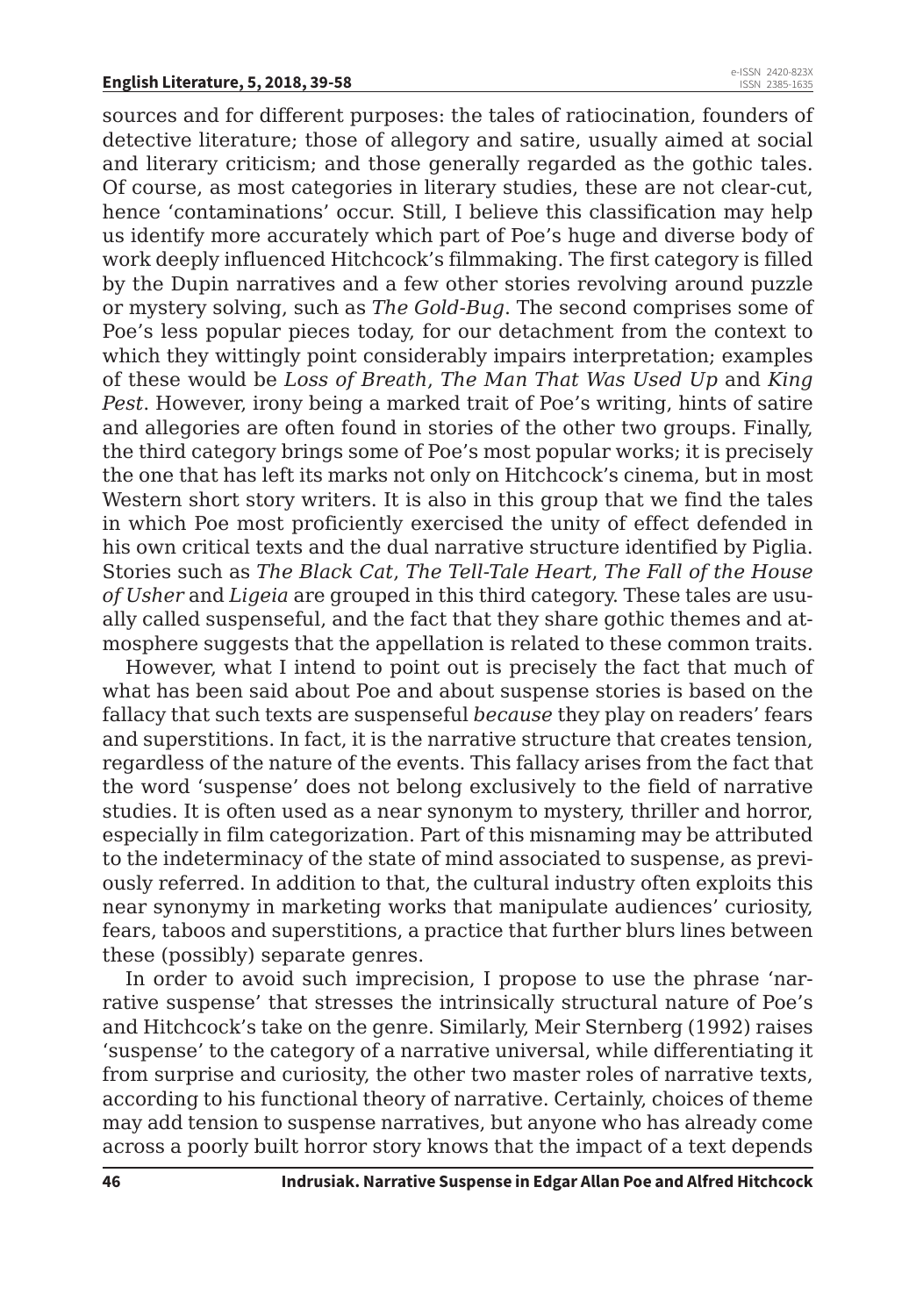sources and for different purposes: the tales of ratiocination, founders of detective literature; those of allegory and satire, usually aimed at social and literary criticism; and those generally regarded as the gothic tales. Of course, as most categories in literary studies, these are not clear-cut, hence 'contaminations' occur. Still, I believe this classification may help us identify more accurately which part of Poe's huge and diverse body of work deeply influenced Hitchcock's filmmaking. The first category is filled by the Dupin narratives and a few other stories revolving around puzzle or mystery solving, such as *The Gold-Bug*. The second comprises some of Poe's less popular pieces today, for our detachment from the context to which they wittingly point considerably impairs interpretation; examples of these would be *Loss of Breath*, *The Man That Was Used Up* and *King Pest*. However, irony being a marked trait of Poe's writing, hints of satire and allegories are often found in stories of the other two groups. Finally, the third category brings some of Poe's most popular works; it is precisely the one that has left its marks not only on Hitchcock's cinema, but in most Western short story writers. It is also in this group that we find the tales in which Poe most proficiently exercised the unity of effect defended in his own critical texts and the dual narrative structure identified by Piglia. Stories such as *The Black Cat*, *The Tell-Tale Heart*, *The Fall of the House of Usher* and *Ligeia* are grouped in this third category. These tales are usually called suspenseful, and the fact that they share gothic themes and atmosphere suggests that the appellation is related to these common traits.

However, what I intend to point out is precisely the fact that much of what has been said about Poe and about suspense stories is based on the fallacy that such texts are suspenseful *because* they play on readers' fears and superstitions. In fact, it is the narrative structure that creates tension, regardless of the nature of the events. This fallacy arises from the fact that the word 'suspense' does not belong exclusively to the field of narrative studies. It is often used as a near synonym to mystery, thriller and horror, especially in film categorization. Part of this misnaming may be attributed to the indeterminacy of the state of mind associated to suspense, as previously referred. In addition to that, the cultural industry often exploits this near synonymy in marketing works that manipulate audiences' curiosity, fears, taboos and superstitions, a practice that further blurs lines between these (possibly) separate genres.

In order to avoid such imprecision, I propose to use the phrase 'narrative suspense' that stresses the intrinsically structural nature of Poe's and Hitchcock's take on the genre. Similarly, Meir Sternberg (1992) raises 'suspense' to the category of a narrative universal, while differentiating it from surprise and curiosity, the other two master roles of narrative texts, according to his functional theory of narrative. Certainly, choices of theme may add tension to suspense narratives, but anyone who has already come across a poorly built horror story knows that the impact of a text depends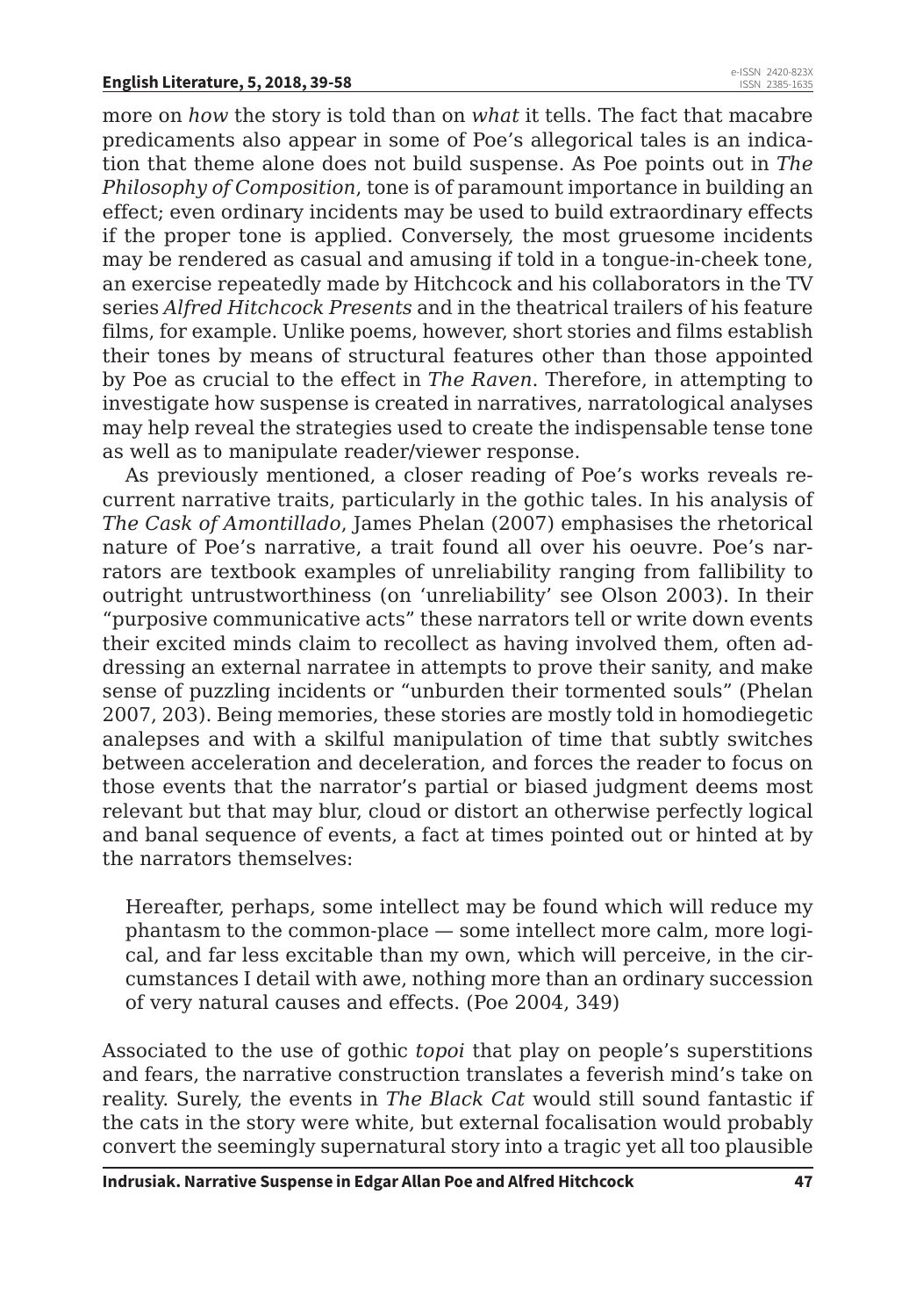more on *how* the story is told than on *what* it tells. The fact that macabre predicaments also appear in some of Poe's allegorical tales is an indication that theme alone does not build suspense. As Poe points out in *The Philosophy of Composition*, tone is of paramount importance in building an effect; even ordinary incidents may be used to build extraordinary effects if the proper tone is applied. Conversely, the most gruesome incidents may be rendered as casual and amusing if told in a tongue-in-cheek tone, an exercise repeatedly made by Hitchcock and his collaborators in the TV series *Alfred Hitchcock Presents* and in the theatrical trailers of his feature films, for example. Unlike poems, however, short stories and films establish their tones by means of structural features other than those appointed by Poe as crucial to the effect in *The Raven*. Therefore, in attempting to investigate how suspense is created in narratives, narratological analyses may help reveal the strategies used to create the indispensable tense tone as well as to manipulate reader/viewer response.

As previously mentioned, a closer reading of Poe's works reveals recurrent narrative traits, particularly in the gothic tales. In his analysis of *The Cask of Amontillado*, James Phelan (2007) emphasises the rhetorical nature of Poe's narrative, a trait found all over his oeuvre. Poe's narrators are textbook examples of unreliability ranging from fallibility to outright untrustworthiness (on 'unreliability' see Olson 2003). In their "purposive communicative acts" these narrators tell or write down events their excited minds claim to recollect as having involved them, often addressing an external narratee in attempts to prove their sanity, and make sense of puzzling incidents or "unburden their tormented souls" (Phelan 2007, 203). Being memories, these stories are mostly told in homodiegetic analepses and with a skilful manipulation of time that subtly switches between acceleration and deceleration, and forces the reader to focus on those events that the narrator's partial or biased judgment deems most relevant but that may blur, cloud or distort an otherwise perfectly logical and banal sequence of events, a fact at times pointed out or hinted at by the narrators themselves:

> Hereafter, perhaps, some intellect may be found which will reduce my phantasm to the common-place — some intellect more calm, more logical, and far less excitable than my own, which will perceive, in the circumstances I detail with awe, nothing more than an ordinary succession of very natural causes and effects. (Poe 2004, 349)

Associated to the use of gothic *topoi* that play on people's superstitions and fears, the narrative construction translates a feverish mind's take on reality. Surely, the events in *The Black Cat* would still sound fantastic if the cats in the story were white, but external focalisation would probably convert the seemingly supernatural story into a tragic yet all too plausible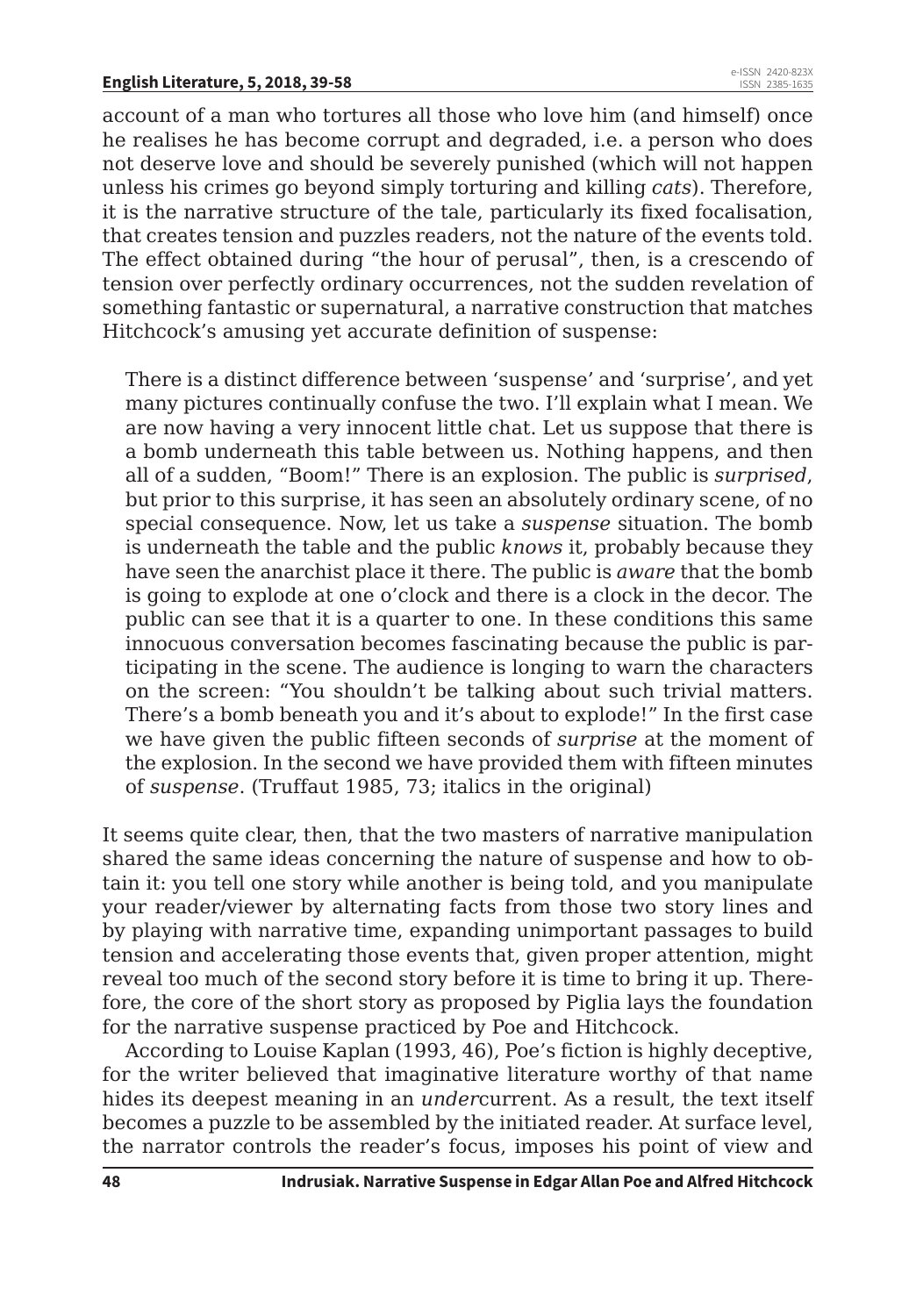account of a man who tortures all those who love him (and himself) once he realises he has become corrupt and degraded, i.e. a person who does not deserve love and should be severely punished (which will not happen unless his crimes go beyond simply torturing and killing *cats*). Therefore, it is the narrative structure of the tale, particularly its fixed focalisation, that creates tension and puzzles readers, not the nature of the events told. The effect obtained during "the hour of perusal", then, is a crescendo of tension over perfectly ordinary occurrences, not the sudden revelation of something fantastic or supernatural, a narrative construction that matches Hitchcock's amusing yet accurate definition of suspense:

> There is a distinct difference between 'suspense' and 'surprise', and yet many pictures continually confuse the two. I'll explain what I mean. We are now having a very innocent little chat. Let us suppose that there is a bomb underneath this table between us. Nothing happens, and then all of a sudden, "Boom!" There is an explosion. The public is *surprised*, but prior to this surprise, it has seen an absolutely ordinary scene, of no special consequence. Now, let us take a *suspense* situation. The bomb is underneath the table and the public *knows* it, probably because they have seen the anarchist place it there. The public is *aware* that the bomb is going to explode at one o'clock and there is a clock in the decor. The public can see that it is a quarter to one. In these conditions this same innocuous conversation becomes fascinating because the public is participating in the scene. The audience is longing to warn the characters on the screen: "You shouldn't be talking about such trivial matters. There's a bomb beneath you and it's about to explode!" In the first case we have given the public fifteen seconds of *surprise* at the moment of the explosion. In the second we have provided them with fifteen minutes of *suspense*. (Truffaut 1985, 73; italics in the original)

It seems quite clear, then, that the two masters of narrative manipulation shared the same ideas concerning the nature of suspense and how to obtain it: you tell one story while another is being told, and you manipulate your reader/viewer by alternating facts from those two story lines and by playing with narrative time, expanding unimportant passages to build tension and accelerating those events that, given proper attention, might reveal too much of the second story before it is time to bring it up. Therefore, the core of the short story as proposed by Piglia lays the foundation for the narrative suspense practiced by Poe and Hitchcock.

According to Louise Kaplan (1993, 46), Poe's fiction is highly deceptive, for the writer believed that imaginative literature worthy of that name hides its deepest meaning in an *under*current. As a result, the text itself becomes a puzzle to be assembled by the initiated reader. At surface level, the narrator controls the reader's focus, imposes his point of view and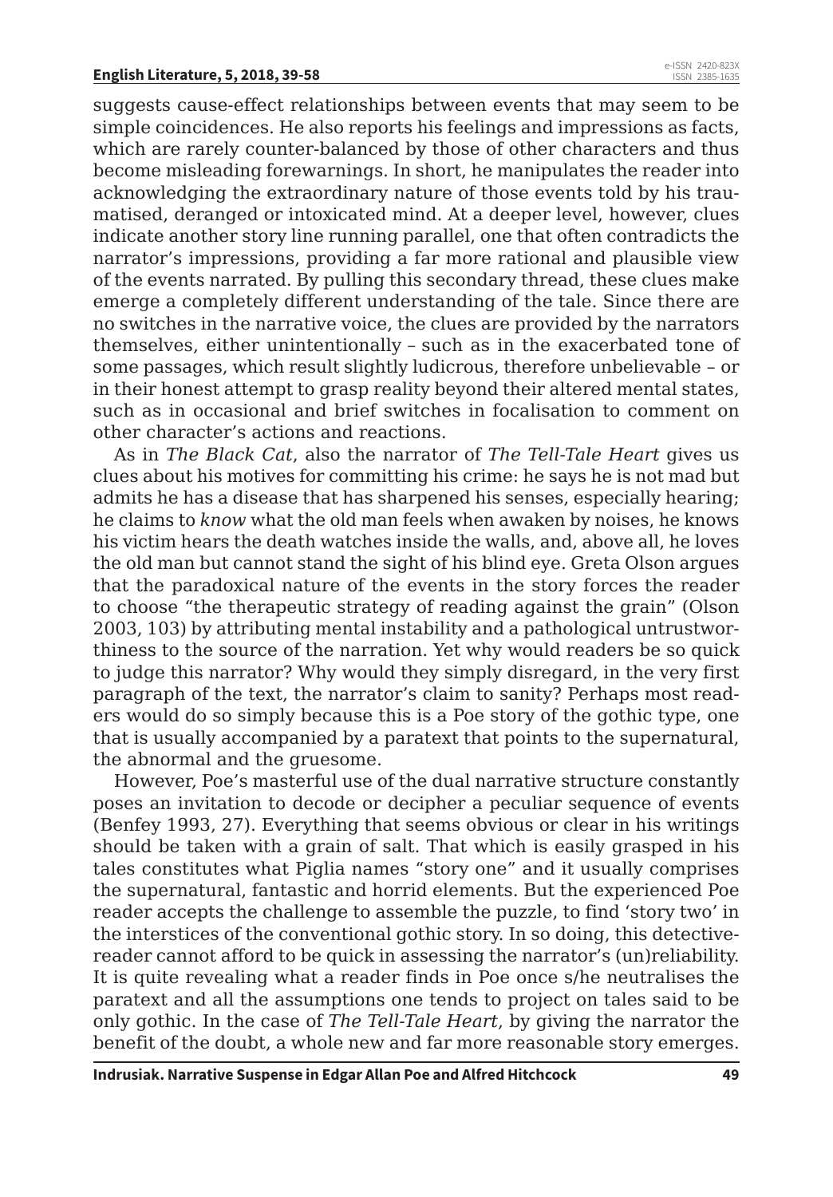suggests cause-effect relationships between events that may seem to be simple coincidences. He also reports his feelings and impressions as facts, which are rarely counter-balanced by those of other characters and thus become misleading forewarnings. In short, he manipulates the reader into acknowledging the extraordinary nature of those events told by his traumatised, deranged or intoxicated mind. At a deeper level, however, clues indicate another story line running parallel, one that often contradicts the narrator's impressions, providing a far more rational and plausible view of the events narrated. By pulling this secondary thread, these clues make emerge a completely different understanding of the tale. Since there are no switches in the narrative voice, the clues are provided by the narrators themselves, either unintentionally – such as in the exacerbated tone of some passages, which result slightly ludicrous, therefore unbelievable – or in their honest attempt to grasp reality beyond their altered mental states, such as in occasional and brief switches in focalisation to comment on other character's actions and reactions.

As in *The Black Cat*, also the narrator of *The Tell-Tale Heart* gives us clues about his motives for committing his crime: he says he is not mad but admits he has a disease that has sharpened his senses, especially hearing; he claims to *know* what the old man feels when awaken by noises, he knows his victim hears the death watches inside the walls, and, above all, he loves the old man but cannot stand the sight of his blind eye. Greta Olson argues that the paradoxical nature of the events in the story forces the reader to choose "the therapeutic strategy of reading against the grain" (Olson 2003, 103) by attributing mental instability and a pathological untrustworthiness to the source of the narration. Yet why would readers be so quick to judge this narrator? Why would they simply disregard, in the very first paragraph of the text, the narrator's claim to sanity? Perhaps most readers would do so simply because this is a Poe story of the gothic type, one that is usually accompanied by a paratext that points to the supernatural, the abnormal and the gruesome.

However, Poe's masterful use of the dual narrative structure constantly poses an invitation to decode or decipher a peculiar sequence of events (Benfey 1993, 27). Everything that seems obvious or clear in his writings should be taken with a grain of salt. That which is easily grasped in his tales constitutes what Piglia names "story one" and it usually comprises the supernatural, fantastic and horrid elements. But the experienced Poe reader accepts the challenge to assemble the puzzle, to find 'story two' in the interstices of the conventional gothic story. In so doing, this detective-reader cannot afford to be quick in assessing the narrator's (un)reliability. It is quite revealing what a reader finds in Poe once s/he neutralises the paratext and all the assumptions one tends to project on tales said to be only gothic. In the case of *The Tell-Tale Heart*, by giving the narrator the benefit of the doubt, a whole new and far more reasonable story emerges.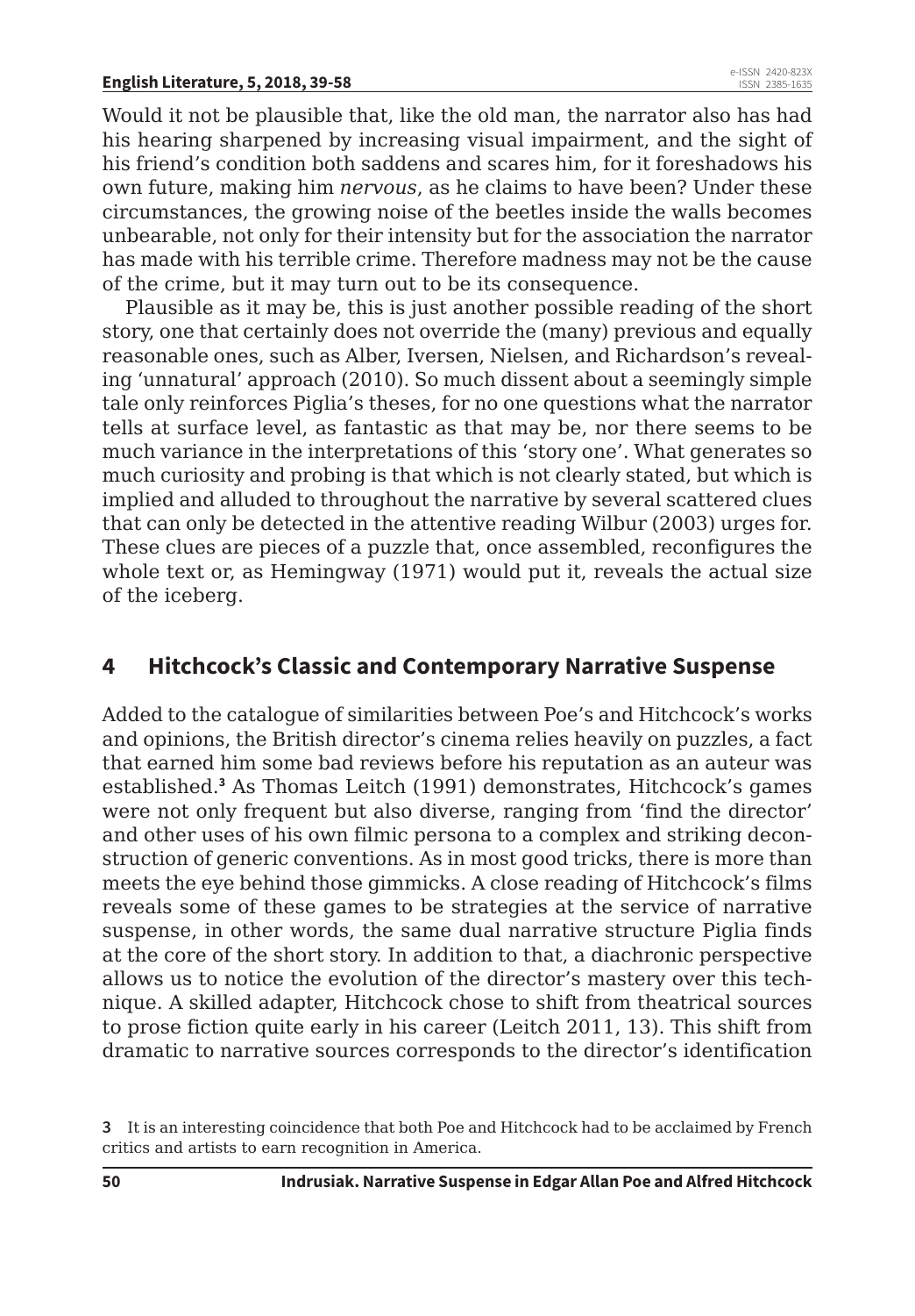Would it not be plausible that, like the old man, the narrator also has had his hearing sharpened by increasing visual impairment, and the sight of his friend's condition both saddens and scares him, for it foreshadows his own future, making him *nervous*, as he claims to have been? Under these circumstances, the growing noise of the beetles inside the walls becomes unbearable, not only for their intensity but for the association the narrator has made with his terrible crime. Therefore madness may not be the cause of the crime, but it may turn out to be its consequence.

Plausible as it may be, this is just another possible reading of the short story, one that certainly does not override the (many) previous and equally reasonable ones, such as Alber, Iversen, Nielsen, and Richardson's revealing 'unnatural' approach (2010). So much dissent about a seemingly simple tale only reinforces Piglia's theses, for no one questions what the narrator tells at surface level, as fantastic as that may be, nor there seems to be much variance in the interpretations of this 'story one'. What generates so much curiosity and probing is that which is not clearly stated, but which is implied and alluded to throughout the narrative by several scattered clues that can only be detected in the attentive reading Wilbur (2003) urges for. These clues are pieces of a puzzle that, once assembled, reconfigures the whole text or, as Hemingway (1971) would put it, reveals the actual size of the iceberg.

## 4 Hitchcock's Classic and Contemporary Narrative Suspense

Added to the catalogue of similarities between Poe's and Hitchcock's works and opinions, the British director's cinema relies heavily on puzzles, a fact that earned him some bad reviews before his reputation as an auteur was established.[3] As Thomas Leitch (1991) demonstrates, Hitchcock's games were not only frequent but also diverse, ranging from 'find the director' and other uses of his own filmic persona to a complex and striking deconstruction of generic conventions. As in most good tricks, there is more than meets the eye behind those gimmicks. A close reading of Hitchcock's films reveals some of these games to be strategies at the service of narrative suspense, in other words, the same dual narrative structure Piglia finds at the core of the short story. In addition to that, a diachronic perspective allows us to notice the evolution of the director's mastery over this technique. A skilled adapter, Hitchcock chose to shift from theatrical sources to prose fiction quite early in his career (Leitch 2011, 13). This shift from dramatic to narrative sources corresponds to the director's identification

[3] It is an interesting coincidence that both Poe and Hitchcock had to be acclaimed by French critics and artists to earn recognition in America.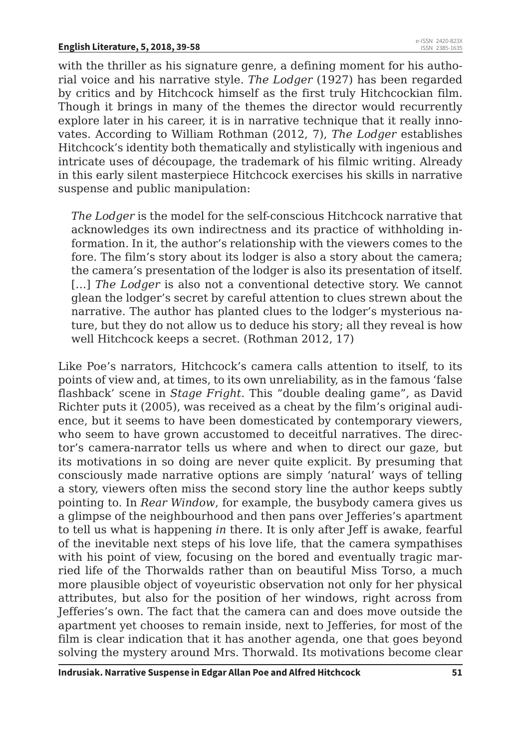with the thriller as his signature genre, a defining moment for his authorial voice and his narrative style. *The Lodger* (1927) has been regarded by critics and by Hitchcock himself as the first truly Hitchcockian film. Though it brings in many of the themes the director would recurrently explore later in his career, it is in narrative technique that it really innovates. According to William Rothman (2012, 7), *The Lodger* establishes Hitchcock's identity both thematically and stylistically with ingenious and intricate uses of découpage, the trademark of his filmic writing. Already in this early silent masterpiece Hitchcock exercises his skills in narrative suspense and public manipulation:

> *The Lodger* is the model for the self-conscious Hitchcock narrative that acknowledges its own indirectness and its practice of withholding information. In it, the author's relationship with the viewers comes to the fore. The film's story about its lodger is also a story about the camera; the camera's presentation of the lodger is also its presentation of itself. […] *The Lodger* is also not a conventional detective story. We cannot glean the lodger's secret by careful attention to clues strewn about the narrative. The author has planted clues to the lodger's mysterious nature, but they do not allow us to deduce his story; all they reveal is how well Hitchcock keeps a secret. (Rothman 2012, 17)

Like Poe's narrators, Hitchcock's camera calls attention to itself, to its points of view and, at times, to its own unreliability, as in the famous 'false flashback' scene in *Stage Fright*. This "double dealing game", as David Richter puts it (2005), was received as a cheat by the film's original audience, but it seems to have been domesticated by contemporary viewers, who seem to have grown accustomed to deceitful narratives. The director's camera-narrator tells us where and when to direct our gaze, but its motivations in so doing are never quite explicit. By presuming that consciously made narrative options are simply 'natural' ways of telling a story, viewers often miss the second story line the author keeps subtly pointing to. In *Rear Window*, for example, the busybody camera gives us a glimpse of the neighbourhood and then pans over Jefferies's apartment to tell us what is happening *in* there. It is only after Jeff is awake, fearful of the inevitable next steps of his love life, that the camera sympathises with his point of view, focusing on the bored and eventually tragic married life of the Thorwalds rather than on beautiful Miss Torso, a much more plausible object of voyeuristic observation not only for her physical attributes, but also for the position of her windows, right across from Jefferies's own. The fact that the camera can and does move outside the apartment yet chooses to remain inside, next to Jefferies, for most of the film is clear indication that it has another agenda, one that goes beyond solving the mystery around Mrs. Thorwald. Its motivations become clear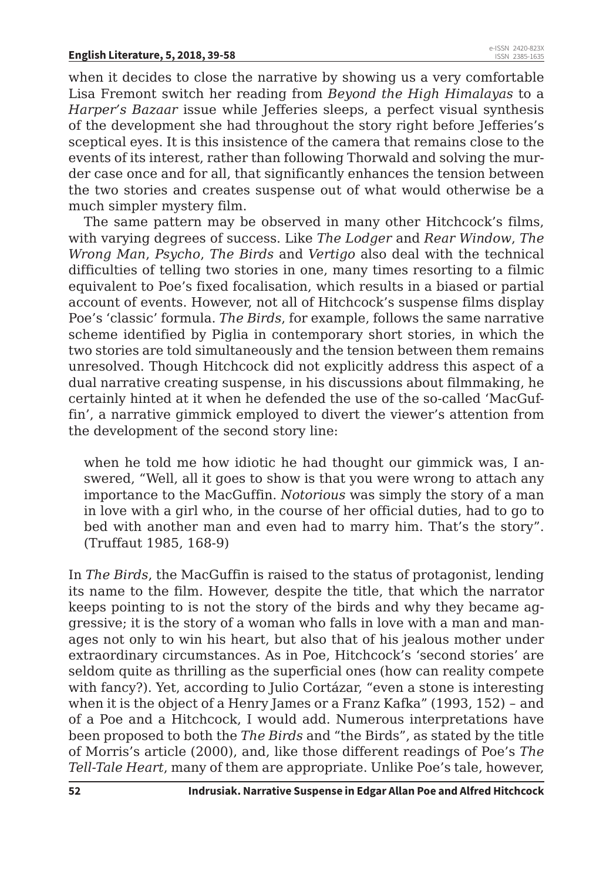when it decides to close the narrative by showing us a very comfortable Lisa Fremont switch her reading from *Beyond the High Himalayas* to a *Harper's Bazaar* issue while Jefferies sleeps, a perfect visual synthesis of the development she had throughout the story right before Jefferies's sceptical eyes. It is this insistence of the camera that remains close to the events of its interest, rather than following Thorwald and solving the murder case once and for all, that significantly enhances the tension between the two stories and creates suspense out of what would otherwise be a much simpler mystery film.

The same pattern may be observed in many other Hitchcock's films, with varying degrees of success. Like *The Lodger* and *Rear Window*, *The Wrong Man*, *Psycho*, *The Birds* and *Vertigo* also deal with the technical difficulties of telling two stories in one, many times resorting to a filmic equivalent to Poe's fixed focalisation, which results in a biased or partial account of events. However, not all of Hitchcock's suspense films display Poe's 'classic' formula. *The Birds*, for example, follows the same narrative scheme identified by Piglia in contemporary short stories, in which the two stories are told simultaneously and the tension between them remains unresolved. Though Hitchcock did not explicitly address this aspect of a dual narrative creating suspense, in his discussions about filmmaking, he certainly hinted at it when he defended the use of the so-called 'MacGuffin', a narrative gimmick employed to divert the viewer's attention from the development of the second story line:

> when he told me how idiotic he had thought our gimmick was, I answered, "Well, all it goes to show is that you were wrong to attach any importance to the MacGuffin. *Notorious* was simply the story of a man in love with a girl who, in the course of her official duties, had to go to bed with another man and even had to marry him. That's the story". (Truffaut 1985, 168-9)

In *The Birds*, the MacGuffin is raised to the status of protagonist, lending its name to the film. However, despite the title, that which the narrator keeps pointing to is not the story of the birds and why they became aggressive; it is the story of a woman who falls in love with a man and manages not only to win his heart, but also that of his jealous mother under extraordinary circumstances. As in Poe, Hitchcock's 'second stories' are seldom quite as thrilling as the superficial ones (how can reality compete with fancy?). Yet, according to Julio Cortázar, "even a stone is interesting when it is the object of a Henry James or a Franz Kafka" (1993, 152) – and of a Poe and a Hitchcock, I would add. Numerous interpretations have been proposed to both the *The Birds* and "the Birds", as stated by the title of Morris's article (2000), and, like those different readings of Poe's *The Tell-Tale Heart*, many of them are appropriate. Unlike Poe's tale, however,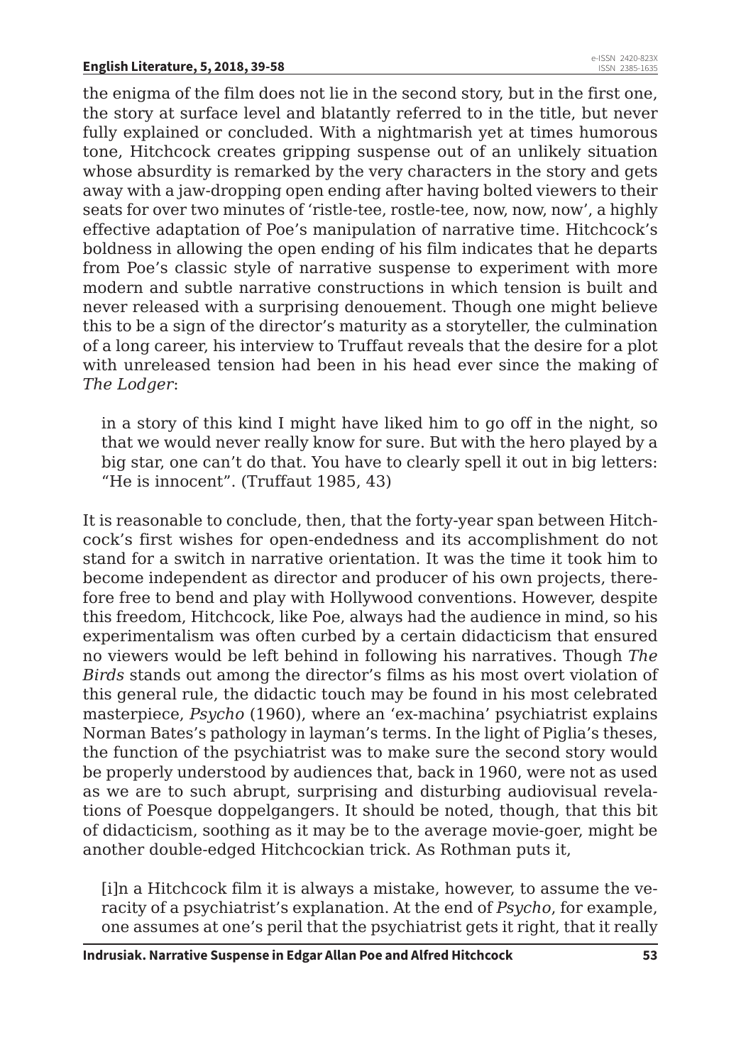the enigma of the film does not lie in the second story, but in the first one, the story at surface level and blatantly referred to in the title, but never fully explained or concluded. With a nightmarish yet at times humorous tone, Hitchcock creates gripping suspense out of an unlikely situation whose absurdity is remarked by the very characters in the story and gets away with a jaw-dropping open ending after having bolted viewers to their seats for over two minutes of 'ristle-tee, rostle-tee, now, now, now', a highly effective adaptation of Poe's manipulation of narrative time. Hitchcock's boldness in allowing the open ending of his film indicates that he departs from Poe's classic style of narrative suspense to experiment with more modern and subtle narrative constructions in which tension is built and never released with a surprising denouement. Though one might believe this to be a sign of the director's maturity as a storyteller, the culmination of a long career, his interview to Truffaut reveals that the desire for a plot with unreleased tension had been in his head ever since the making of *The Lodger*:

> in a story of this kind I might have liked him to go off in the night, so that we would never really know for sure. But with the hero played by a big star, one can't do that. You have to clearly spell it out in big letters: "He is innocent". (Truffaut 1985, 43)

It is reasonable to conclude, then, that the forty-year span between Hitchcock's first wishes for open-endedness and its accomplishment do not stand for a switch in narrative orientation. It was the time it took him to become independent as director and producer of his own projects, therefore free to bend and play with Hollywood conventions. However, despite this freedom, Hitchcock, like Poe, always had the audience in mind, so his experimentalism was often curbed by a certain didacticism that ensured no viewers would be left behind in following his narratives. Though *The Birds* stands out among the director's films as his most overt violation of this general rule, the didactic touch may be found in his most celebrated masterpiece, *Psycho* (1960), where an 'ex-machina' psychiatrist explains Norman Bates's pathology in layman's terms. In the light of Piglia's theses, the function of the psychiatrist was to make sure the second story would be properly understood by audiences that, back in 1960, were not as used as we are to such abrupt, surprising and disturbing audiovisual revelations of Poesque doppelgangers. It should be noted, though, that this bit of didacticism, soothing as it may be to the average movie-goer, might be another double-edged Hitchcockian trick. As Rothman puts it,

> [i]n a Hitchcock film it is always a mistake, however, to assume the veracity of a psychiatrist's explanation. At the end of *Psycho*, for example, one assumes at one's peril that the psychiatrist gets it right, that it really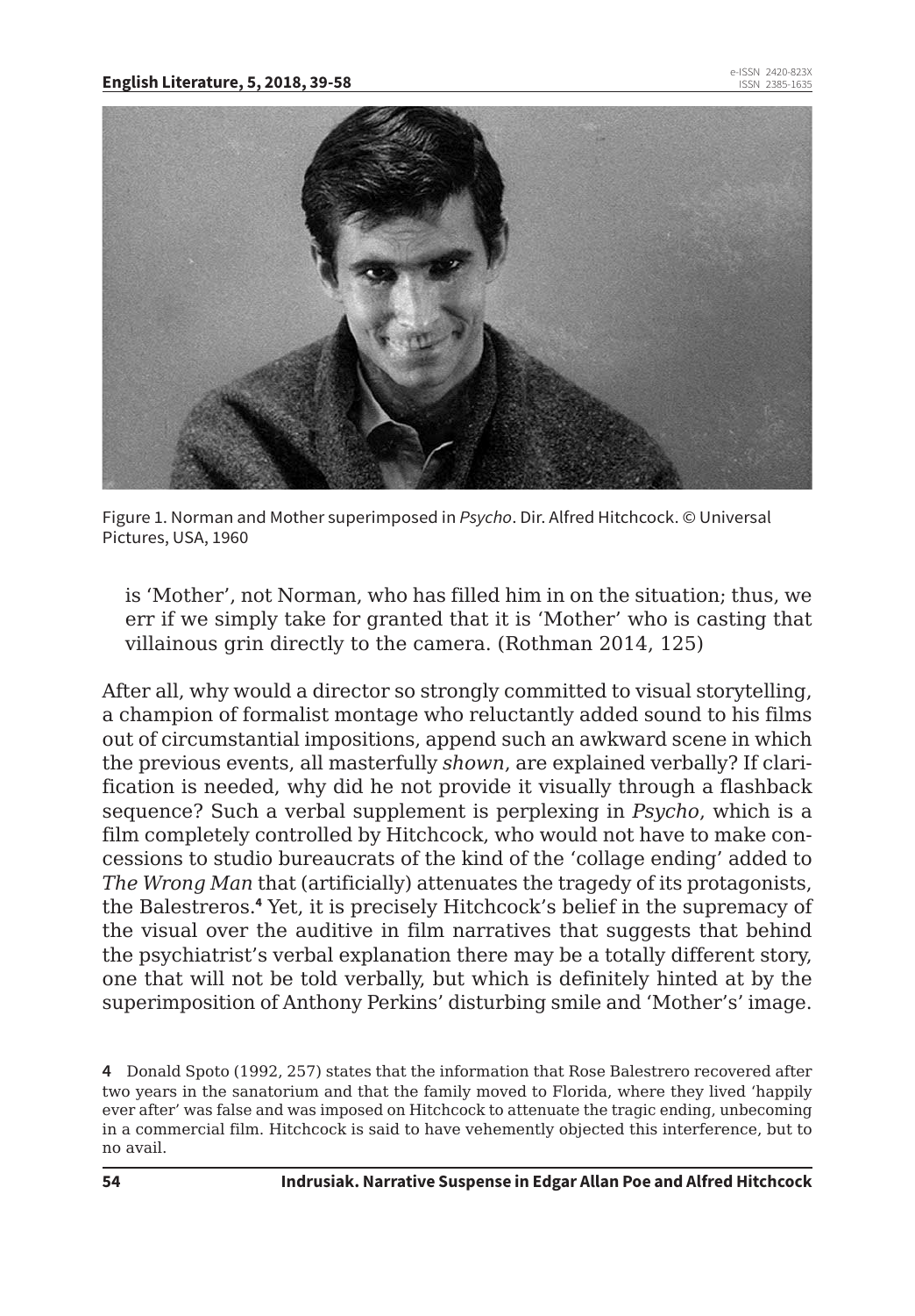Figure 1. Norman and Mother superimposed in *Psycho*. Dir. Alfred Hitchcock. © Universal Pictures, USA, 1960

> is 'Mother', not Norman, who has filled him in on the situation; thus, we err if we simply take for granted that it is 'Mother' who is casting that villainous grin directly to the camera. (Rothman 2014, 125)

After all, why would a director so strongly committed to visual storytelling, a champion of formalist montage who reluctantly added sound to his films out of circumstantial impositions, append such an awkward scene in which the previous events, all masterfully *shown*, are explained verbally? If clarification is needed, why did he not provide it visually through a flashback sequence? Such a verbal supplement is perplexing in *Psycho*, which is a film completely controlled by Hitchcock, who would not have to make concessions to studio bureaucrats of the kind of the 'collage ending' added to *The Wrong Man* that (artificially) attenuates the tragedy of its protagonists, the Balestreros.[4] Yet, it is precisely Hitchcock's belief in the supremacy of the visual over the auditive in film narratives that suggests that behind the psychiatrist's verbal explanation there may be a totally different story, one that will not be told verbally, but which is definitely hinted at by the superimposition of Anthony Perkins' disturbing smile and 'Mother's' image.

**4** Donald Spoto (1992, 257) states that the information that Rose Balestrero recovered after two years in the sanatorium and that the family moved to Florida, where they lived 'happily ever after' was false and was imposed on Hitchcock to attenuate the tragic ending, unbecoming in a commercial film. Hitchcock is said to have vehemently objected this interference, but to no avail.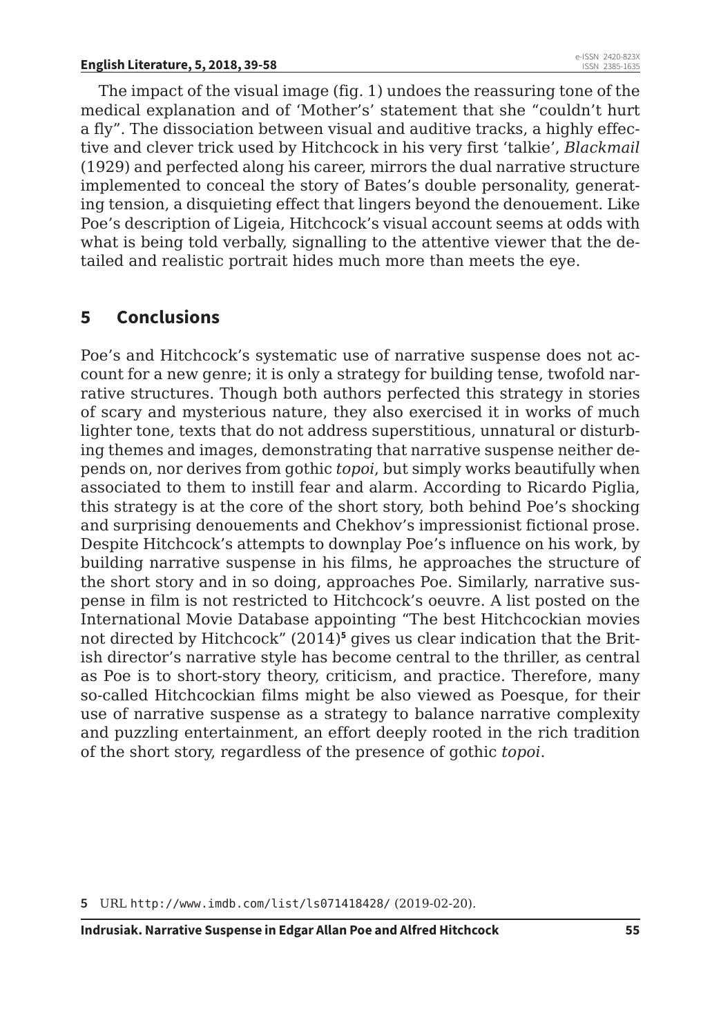The impact of the visual image (fig. 1) undoes the reassuring tone of the medical explanation and of 'Mother's' statement that she "couldn't hurt a fly". The dissociation between visual and auditive tracks, a highly effective and clever trick used by Hitchcock in his very first 'talkie', *Blackmail* (1929) and perfected along his career, mirrors the dual narrative structure implemented to conceal the story of Bates's double personality, generating tension, a disquieting effect that lingers beyond the denouement. Like Poe's description of Ligeia, Hitchcock's visual account seems at odds with what is being told verbally, signalling to the attentive viewer that the detailed and realistic portrait hides much more than meets the eye.

## 5 Conclusions

Poe's and Hitchcock's systematic use of narrative suspense does not account for a new genre; it is only a strategy for building tense, twofold narrative structures. Though both authors perfected this strategy in stories of scary and mysterious nature, they also exercised it in works of much lighter tone, texts that do not address superstitious, unnatural or disturbing themes and images, demonstrating that narrative suspense neither depends on, nor derives from gothic *topoi*, but simply works beautifully when associated to them to instill fear and alarm. According to Ricardo Piglia, this strategy is at the core of the short story, both behind Poe's shocking and surprising denouements and Chekhov's impressionist fictional prose. Despite Hitchcock's attempts to downplay Poe's influence on his work, by building narrative suspense in his films, he approaches the structure of the short story and in so doing, approaches Poe. Similarly, narrative suspense in film is not restricted to Hitchcock's oeuvre. A list posted on the International Movie Database appointing "The best Hitchcockian movies not directed by Hitchcock" (2014)[5] gives us clear indication that the British director's narrative style has become central to the thriller, as central as Poe is to short-story theory, criticism, and practice. Therefore, many so-called Hitchcockian films might be also viewed as Poesque, for their use of narrative suspense as a strategy to balance narrative complexity and puzzling entertainment, an effort deeply rooted in the rich tradition of the short story, regardless of the presence of gothic *topoi*.

5 URL http://www.imdb.com/list/ls071418428/ (2019-02-20).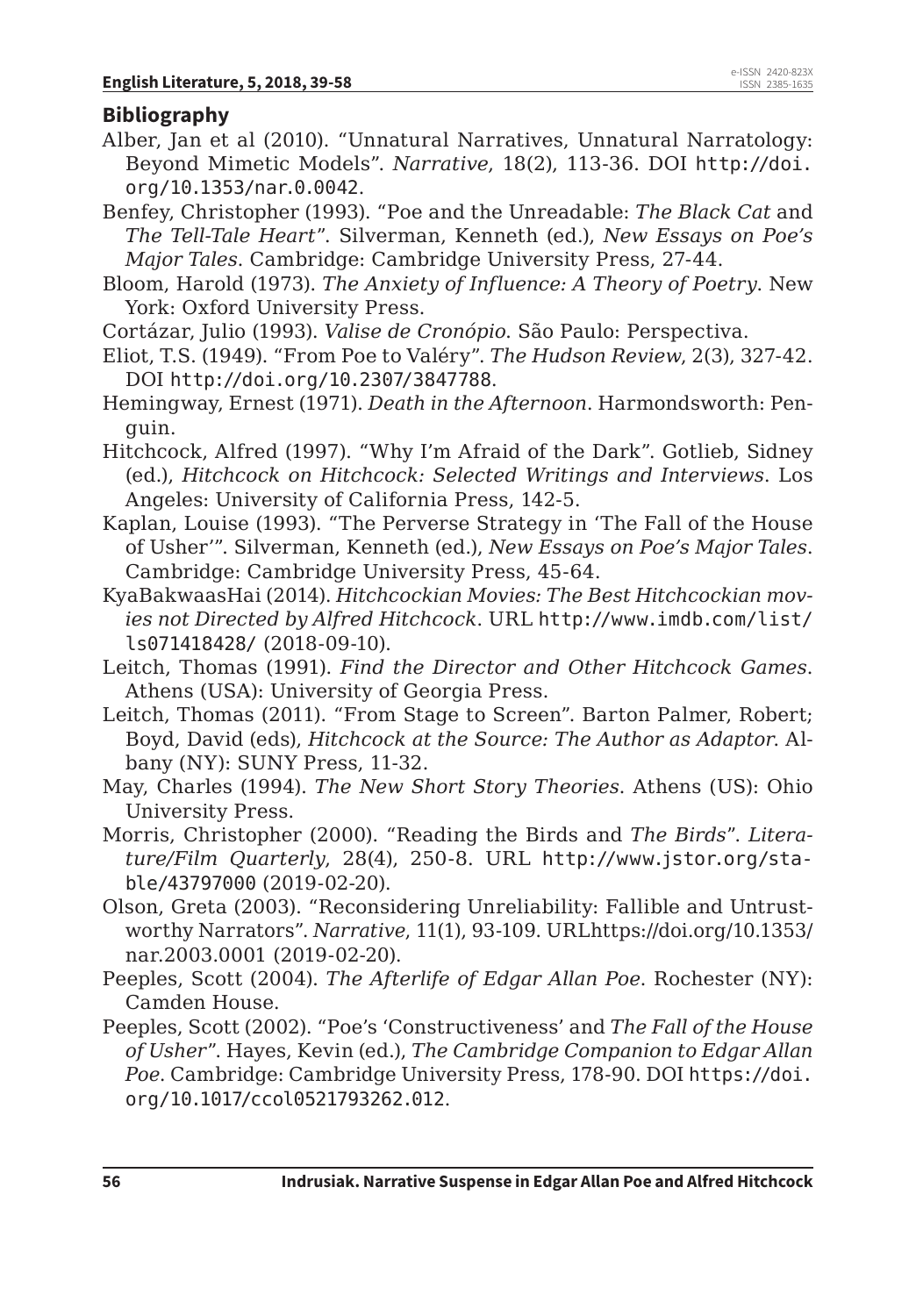## Bibliography

Alber, Jan et al (2010). "Unnatural Narratives, Unnatural Narratology: Beyond Mimetic Models". *Narrative*, 18(2), 113-36. DOI http://doi.org/10.1353/nar.0.0042.

Benfey, Christopher (1993). "Poe and the Unreadable: *The Black Cat* and *The Tell-Tale Heart*". Silverman, Kenneth (ed.), *New Essays on Poe's Major Tales*. Cambridge: Cambridge University Press, 27-44.

Bloom, Harold (1973). *The Anxiety of Influence: A Theory of Poetry*. New York: Oxford University Press.

Cortázar, Julio (1993). *Valise de Cronópio*. São Paulo: Perspectiva.

Eliot, T.S. (1949). "From Poe to Valéry". *The Hudson Review*, 2(3), 327-42. DOI http://doi.org/10.2307/3847788.

Hemingway, Ernest (1971). *Death in the Afternoon*. Harmondsworth: Penguin.

Hitchcock, Alfred (1997). "Why I'm Afraid of the Dark". Gotlieb, Sidney (ed.), *Hitchcock on Hitchcock: Selected Writings and Interviews*. Los Angeles: University of California Press, 142-5.

Kaplan, Louise (1993). "The Perverse Strategy in 'The Fall of the House of Usher'". Silverman, Kenneth (ed.), *New Essays on Poe's Major Tales*. Cambridge: Cambridge University Press, 45-64.

KyaBakwaasHai (2014). *Hitchcockian Movies: The Best Hitchcockian movies not Directed by Alfred Hitchcock*. URL http://www.imdb.com/list/ls071418428/ (2018-09-10).

Leitch, Thomas (1991). *Find the Director and Other Hitchcock Games*. Athens (USA): University of Georgia Press.

Leitch, Thomas (2011). "From Stage to Screen". Barton Palmer, Robert; Boyd, David (eds), *Hitchcock at the Source: The Author as Adaptor*. Albany (NY): SUNY Press, 11-32.

May, Charles (1994). *The New Short Story Theories*. Athens (US): Ohio University Press.

Morris, Christopher (2000). "Reading the Birds and *The Birds*". *Literature/Film Quarterly*, 28(4), 250-8. URL http://www.jstor.org/stable/43797000 (2019-02-20).

Olson, Greta (2003). "Reconsidering Unreliability: Fallible and Untrustworthy Narrators". *Narrative*, 11(1), 93-109. URLhttps://doi.org/10.1353/nar.2003.0001 (2019-02-20).

Peeples, Scott (2004). *The Afterlife of Edgar Allan Poe*. Rochester (NY): Camden House.

Peeples, Scott (2002). "Poe's 'Constructiveness' and *The Fall of the House of Usher*". Hayes, Kevin (ed.), *The Cambridge Companion to Edgar Allan Poe*. Cambridge: Cambridge University Press, 178-90. DOI https://doi.org/10.1017/ccol0521793262.012.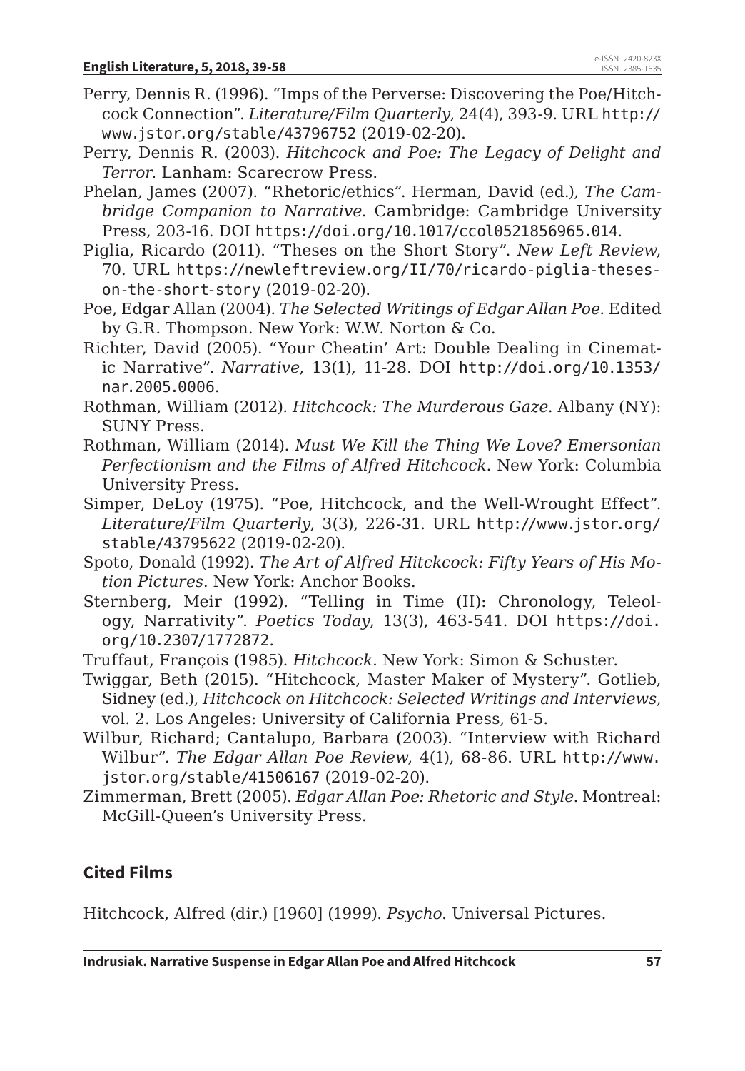Perry, Dennis R. (1996). “Imps of the Perverse: Discovering the Poe/Hitchcock Connection”. *Literature/Film Quarterly*, 24(4), 393-9. URL http://www.jstor.org/stable/43796752 (2019-02-20).

Perry, Dennis R. (2003). *Hitchcock and Poe: The Legacy of Delight and Terror*. Lanham: Scarecrow Press.

Phelan, James (2007). “Rhetoric/ethics”. Herman, David (ed.), *The Cambridge Companion to Narrative*. Cambridge: Cambridge University Press, 203-16. DOI https://doi.org/10.1017/ccol0521856965.014.

Piglia, Ricardo (2011). “Theses on the Short Story”. *New Left Review*, 70. URL https://newleftreview.org/II/70/ricardo-piglia-theses-on-the-short-story (2019-02-20).

Poe, Edgar Allan (2004). *The Selected Writings of Edgar Allan Poe*. Edited by G.R. Thompson. New York: W.W. Norton & Co.

Richter, David (2005). “Your Cheatin’ Art: Double Dealing in Cinematic Narrative”. *Narrative*, 13(1), 11-28. DOI http://doi.org/10.1353/nar.2005.0006.

Rothman, William (2012). *Hitchcock: The Murderous Gaze*. Albany (NY): SUNY Press.

Rothman, William (2014). *Must We Kill the Thing We Love? Emersonian Perfectionism and the Films of Alfred Hitchcock*. New York: Columbia University Press.

Simper, DeLoy (1975). “Poe, Hitchcock, and the Well-Wrought Effect”. *Literature/Film Quarterly*, 3(3), 226-31. URL http://www.jstor.org/stable/43795622 (2019-02-20).

Spoto, Donald (1992). *The Art of Alfred Hitckcock: Fifty Years of His Motion Pictures*. New York: Anchor Books.

Sternberg, Meir (1992). “Telling in Time (II): Chronology, Teleology, Narrativity”. *Poetics Today*, 13(3), 463-541. DOI https://doi.org/10.2307/1772872.

Truffaut, François (1985). *Hitchcock*. New York: Simon & Schuster.

Twiggar, Beth (2015). “Hitchcock, Master Maker of Mystery”. Gotlieb, Sidney (ed.), *Hitchcock on Hitchcock: Selected Writings and Interviews*, vol. 2. Los Angeles: University of California Press, 61-5.

Wilbur, Richard; Cantalupo, Barbara (2003). “Interview with Richard Wilbur”. *The Edgar Allan Poe Review*, 4(1), 68-86. URL http://www.jstor.org/stable/41506167 (2019-02-20).

Zimmerman, Brett (2005). *Edgar Allan Poe: Rhetoric and Style*. Montreal: McGill-Queen’s University Press.

## Cited Films

Hitchcock, Alfred (dir.) [1960] (1999). *Psycho*. Universal Pictures.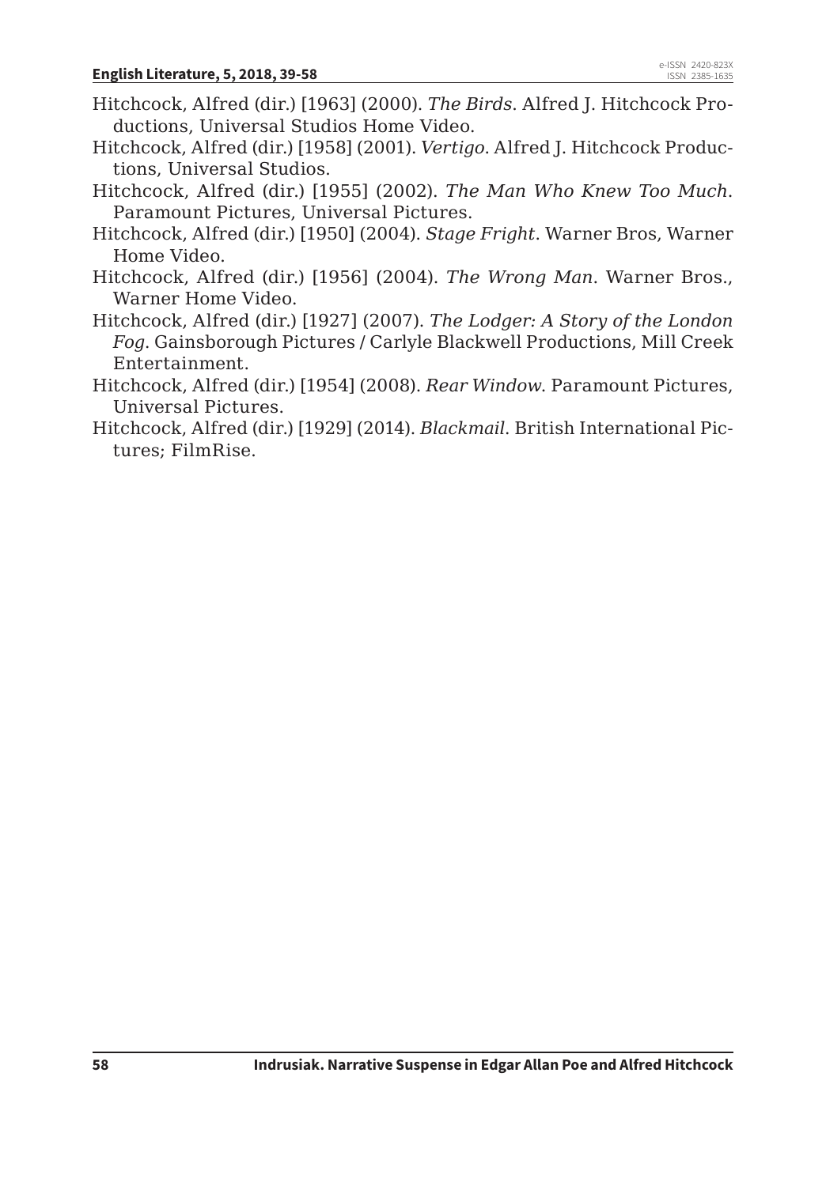Hitchcock, Alfred (dir.) [1963] (2000). *The Birds*. Alfred J. Hitchcock Productions, Universal Studios Home Video.

Hitchcock, Alfred (dir.) [1958] (2001). *Vertigo*. Alfred J. Hitchcock Productions, Universal Studios.

Hitchcock, Alfred (dir.) [1955] (2002). *The Man Who Knew Too Much*. Paramount Pictures, Universal Pictures.

Hitchcock, Alfred (dir.) [1950] (2004). *Stage Fright*. Warner Bros, Warner Home Video.

Hitchcock, Alfred (dir.) [1956] (2004). *The Wrong Man*. Warner Bros., Warner Home Video.

Hitchcock, Alfred (dir.) [1927] (2007). *The Lodger: A Story of the London Fog*. Gainsborough Pictures / Carlyle Blackwell Productions, Mill Creek Entertainment.

Hitchcock, Alfred (dir.) [1954] (2008). *Rear Window*. Paramount Pictures, Universal Pictures.

Hitchcock, Alfred (dir.) [1929] (2014). *Blackmail*. British International Pictures; FilmRise.